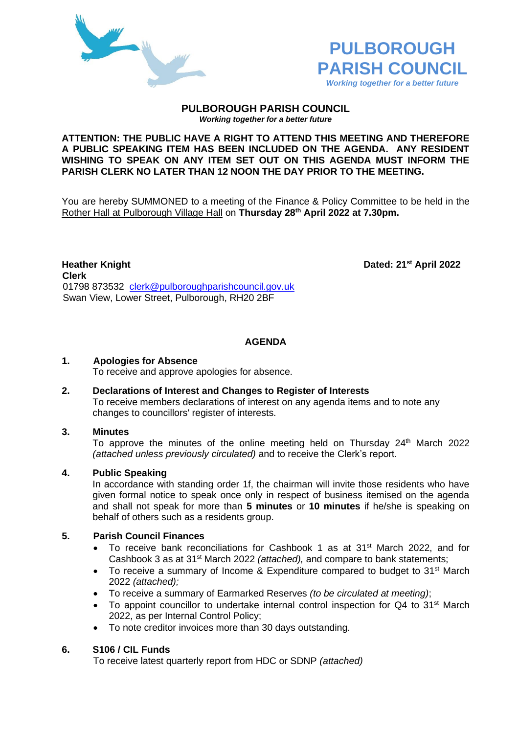# PULBOROUGH PARISH COUNCIL

*Working together for a better future*

## PULBOROUGH PARISH COUNCIL

***Working together for a better future***

**ATTENTION: THE PUBLIC HAVE A RIGHT TO ATTEND THIS MEETING AND THEREFORE A PUBLIC SPEAKING ITEM HAS BEEN INCLUDED ON THE AGENDA. ANY RESIDENT WISHING TO SPEAK ON ANY ITEM SET OUT ON THIS AGENDA MUST INFORM THE PARISH CLERK NO LATER THAN 12 NOON THE DAY PRIOR TO THE MEETING.**

You are hereby SUMMONED to a meeting of the Finance & Policy Committee to be held in the Rother Hall at Pulborough Village Hall on **Thursday 28th April 2022 at 7.30pm.**

**Heather Knight**
**Clerk**
01798 873532 clerk@pulboroughparishcouncil.gov.uk
Swan View, Lower Street, Pulborough, RH20 2BF

**Dated: 21st April 2022**

## AGENDA

**1. Apologies for Absence**
To receive and approve apologies for absence.

**2. Declarations of Interest and Changes to Register of Interests**
To receive members declarations of interest on any agenda items and to note any changes to councillors' register of interests.

**3. Minutes**
To approve the minutes of the online meeting held on Thursday 24th March 2022 *(attached unless previously circulated)* and to receive the Clerk's report.

**4. Public Speaking**
In accordance with standing order 1f, the chairman will invite those residents who have given formal notice to speak once only in respect of business itemised on the agenda and shall not speak for more than **5 minutes** or **10 minutes** if he/she is speaking on behalf of others such as a residents group.

**5. Parish Council Finances**

- To receive bank reconciliations for Cashbook 1 as at 31st March 2022, and for Cashbook 3 as at 31st March 2022 *(attached),* and compare to bank statements;
- To receive a summary of Income & Expenditure compared to budget to 31st March 2022 *(attached);*
- To receive a summary of Earmarked Reserves *(to be circulated at meeting)*;
- To appoint councillor to undertake internal control inspection for Q4 to 31st March 2022, as per Internal Control Policy;
- To note creditor invoices more than 30 days outstanding.

**6. S106 / CIL Funds**
To receive latest quarterly report from HDC or SDNP *(attached)*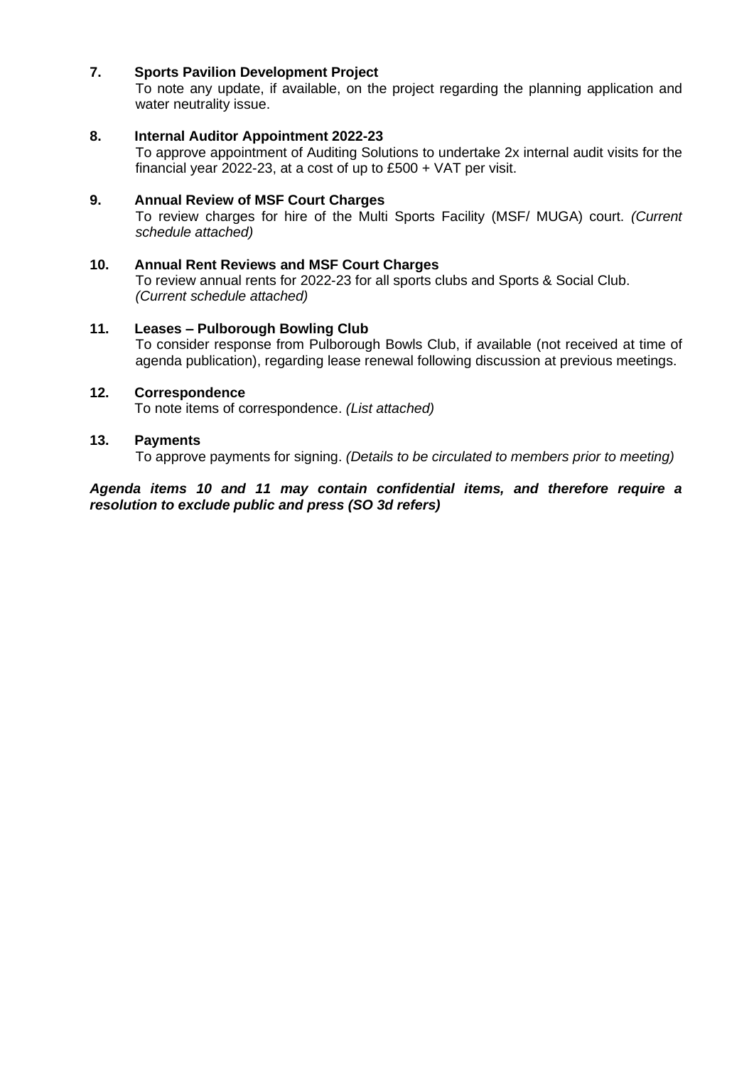**7. Sports Pavilion Development Project**

To note any update, if available, on the project regarding the planning application and water neutrality issue.

**8. Internal Auditor Appointment 2022-23**

To approve appointment of Auditing Solutions to undertake 2x internal audit visits for the financial year 2022-23, at a cost of up to £500 + VAT per visit.

**9. Annual Review of MSF Court Charges**

To review charges for hire of the Multi Sports Facility (MSF/ MUGA) court. *(Current schedule attached)*

**10. Annual Rent Reviews and MSF Court Charges**

To review annual rents for 2022-23 for all sports clubs and Sports & Social Club. *(Current schedule attached)*

**11. Leases – Pulborough Bowling Club**

To consider response from Pulborough Bowls Club, if available (not received at time of agenda publication), regarding lease renewal following discussion at previous meetings.

**12. Correspondence**

To note items of correspondence. *(List attached)*

**13. Payments**

To approve payments for signing. *(Details to be circulated to members prior to meeting)*

***Agenda items 10 and 11 may contain confidential items, and therefore require a resolution to exclude public and press (SO 3d refers)***